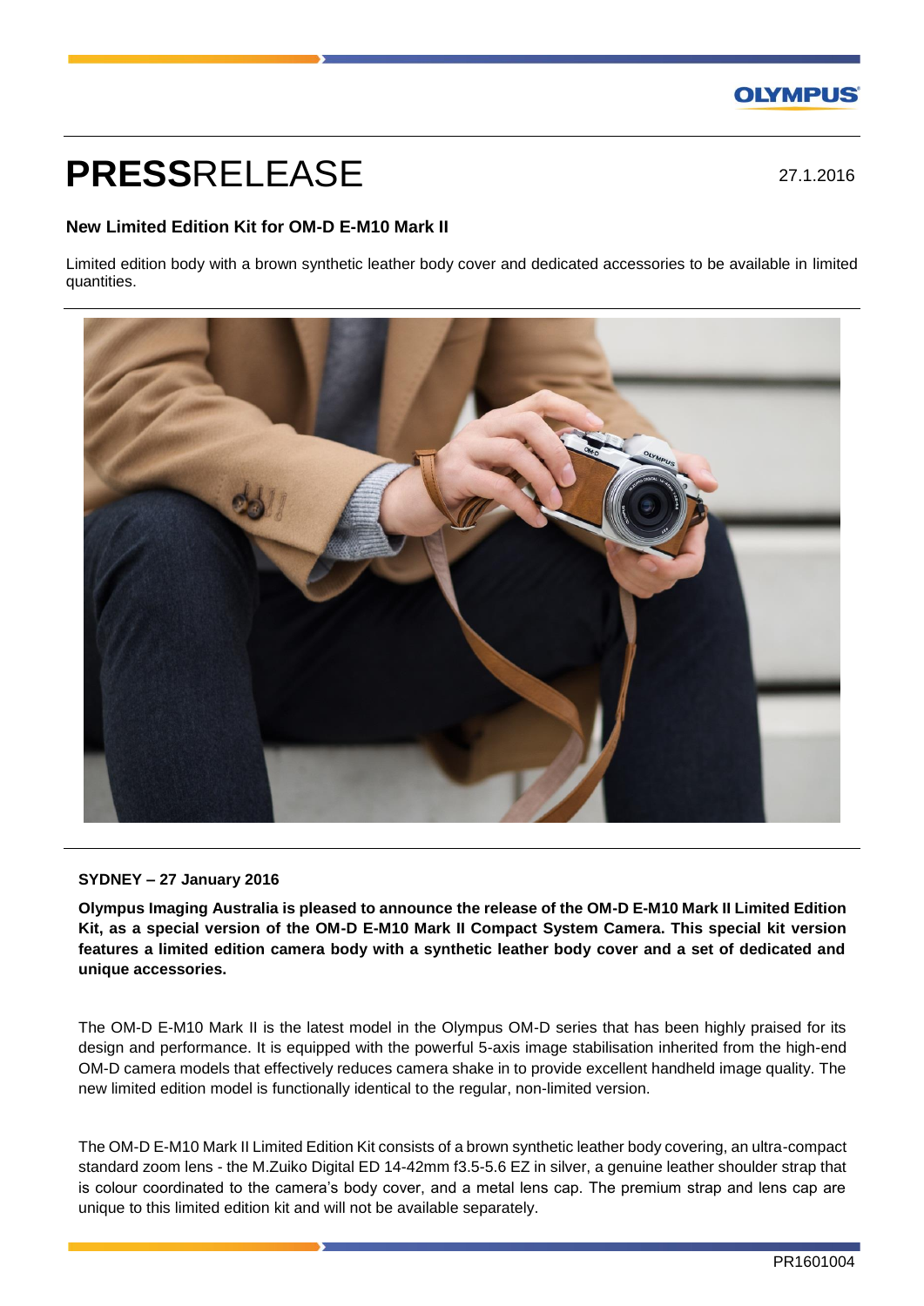# PRESSRELEASE

27.1.2016

**New Limited Edition Kit for OM-D E-M10 Mark II**

Limited edition body with a brown synthetic leather body cover and dedicated accessories to be available in limited quantities.

**SYDNEY – 27 January 2016**

**Olympus Imaging Australia is pleased to announce the release of the OM-D E-M10 Mark II Limited Edition Kit, as a special version of the OM-D E-M10 Mark II Compact System Camera. This special kit version features a limited edition camera body with a synthetic leather body cover and a set of dedicated and unique accessories.**

The OM-D E-M10 Mark II is the latest model in the Olympus OM-D series that has been highly praised for its design and performance. It is equipped with the powerful 5-axis image stabilisation inherited from the high-end OM-D camera models that effectively reduces camera shake in to provide excellent handheld image quality. The new limited edition model is functionally identical to the regular, non-limited version.

The OM-D E-M10 Mark II Limited Edition Kit consists of a brown synthetic leather body covering, an ultra-compact standard zoom lens - the M.Zuiko Digital ED 14-42mm f3.5-5.6 EZ in silver, a genuine leather shoulder strap that is colour coordinated to the camera's body cover, and a metal lens cap. The premium strap and lens cap are unique to this limited edition kit and will not be available separately.

PR1601004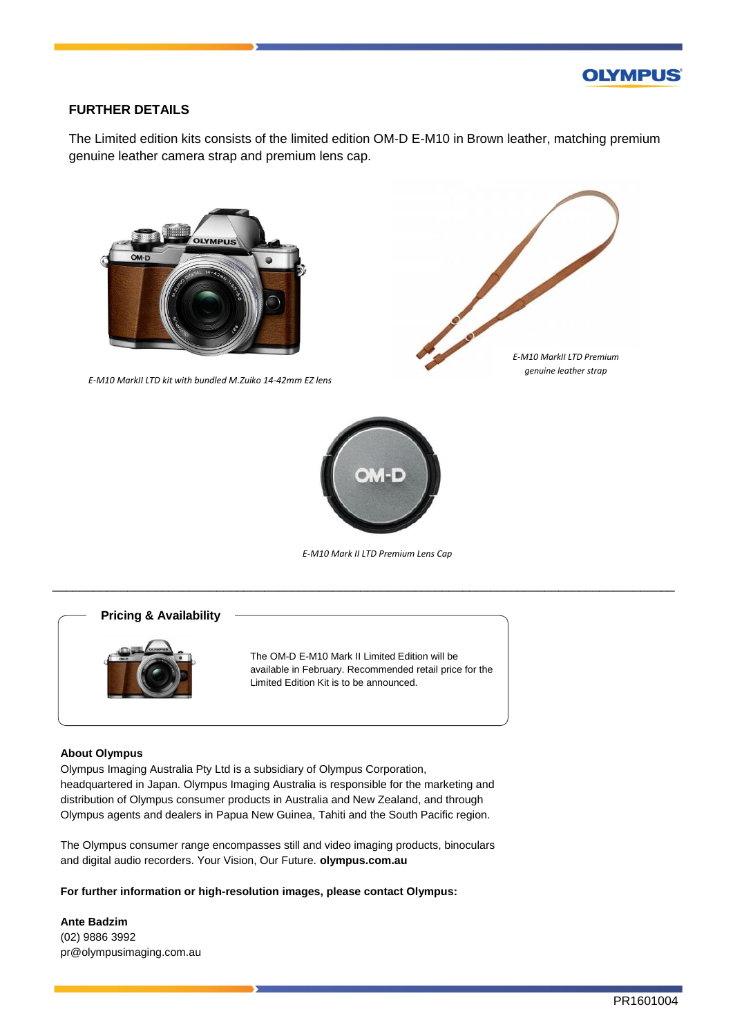## FURTHER DETAILS

The Limited edition kits consists of the limited edition OM-D E-M10 in Brown leather, matching premium genuine leather camera strap and premium lens cap.

*E-M10 MarkII LTD kit with bundled M.Zuiko 14-42mm EZ lens*

*E-M10 MarkII LTD Premium genuine leather strap*

*E-M10 Mark II LTD Premium Lens Cap*

---

### Pricing & Availability

The OM-D E-M10 Mark II Limited Edition will be available in February. Recommended retail price for the Limited Edition Kit is to be announced.

**About Olympus**

Olympus Imaging Australia Pty Ltd is a subsidiary of Olympus Corporation, headquartered in Japan. Olympus Imaging Australia is responsible for the marketing and distribution of Olympus consumer products in Australia and New Zealand, and through Olympus agents and dealers in Papua New Guinea, Tahiti and the South Pacific region.

The Olympus consumer range encompasses still and video imaging products, binoculars and digital audio recorders. Your Vision, Our Future. **olympus.com.au**

**For further information or high-resolution images, please contact Olympus:**

**Ante Badzim**
(02) 9886 3992
pr@olympusimaging.com.au

PR1601004